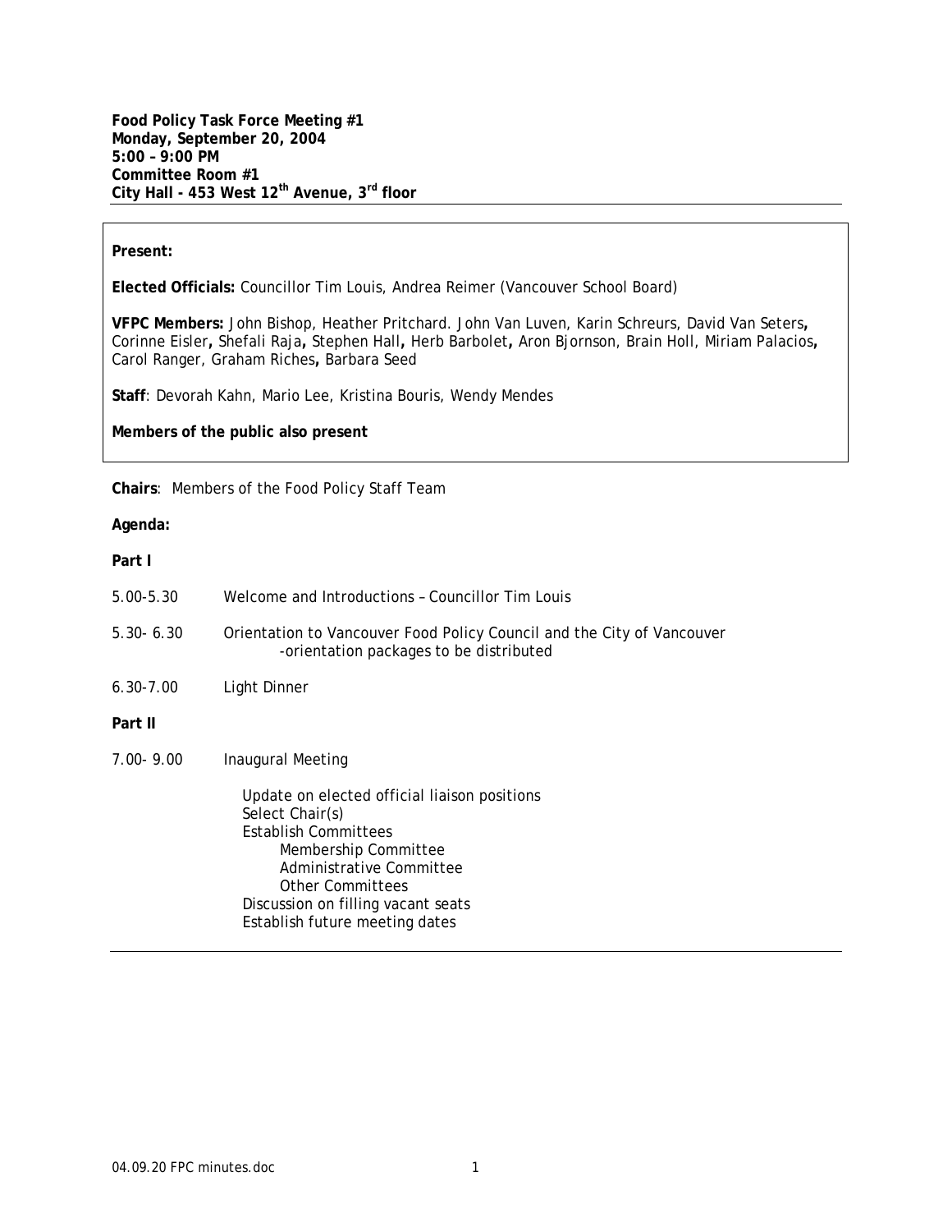**Food Policy Task Force Meeting #1**
**Monday, September 20, 2004**
**5:00 – 9:00 PM**
**Committee Room #1**
**City Hall - 453 West 12th Avenue, 3rd floor**

---

**Present:**

**Elected Officials:** Councillor Tim Louis, Andrea Reimer (Vancouver School Board)

**VFPC Members:** John Bishop, Heather Pritchard. John Van Luven, Karin Schreurs, David Van Seters**,** Corinne Eisler**,** Shefali Raja**,** Stephen Hall**,** Herb Barbolet**,** Aron Bjornson, Brain Holl, Miriam Palacios**,** Carol Ranger, Graham Riches**,** Barbara Seed

**Staff**: Devorah Kahn, Mario Lee, Kristina Bouris, Wendy Mendes

**Members of the public also present**

---

**Chairs**: Members of the Food Policy Staff Team

**Agenda:**

**Part I**

5.00-5.30 Welcome and Introductions – Councillor Tim Louis

5.30- 6.30 Orientation to Vancouver Food Policy Council and the City of Vancouver
- orientation packages to be distributed

6.30-7.00 Light Dinner

**Part II**

7.00- 9.00 Inaugural Meeting

- Update on elected official liaison positions
- Select Chair(s)
- Establish Committees
  - Membership Committee
  - Administrative Committee
  - Other Committees
- Discussion on filling vacant seats
- Establish future meeting dates

---

04.09.20 FPC minutes.doc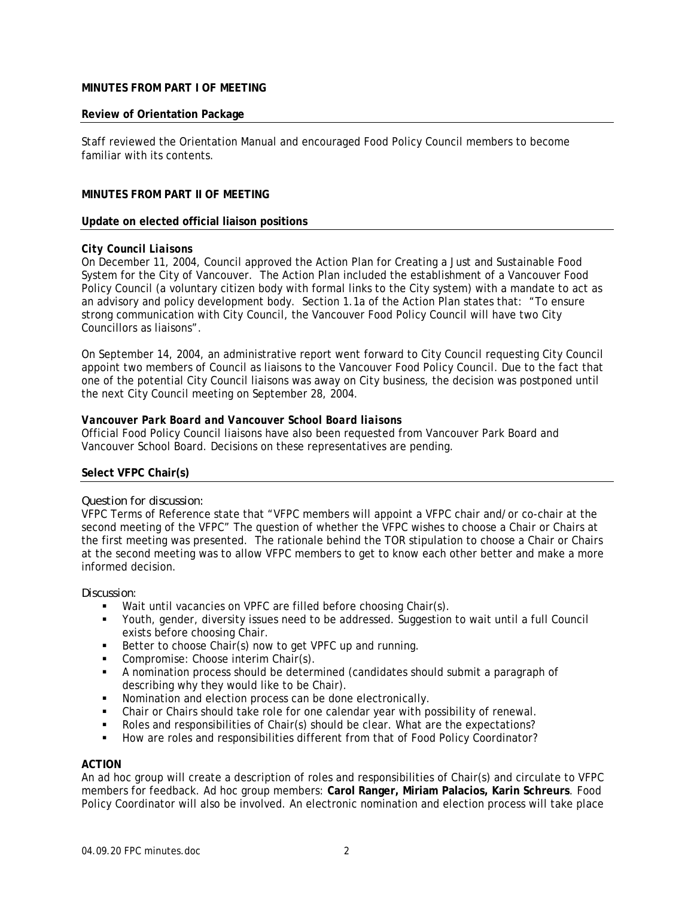**MINUTES FROM PART I OF MEETING**

**Review of Orientation Package**

Staff reviewed the Orientation Manual and encouraged Food Policy Council members to become familiar with its contents.

**MINUTES FROM PART II OF MEETING**

**Update on elected official liaison positions**

***City Council Liaisons***

On December 11, 2004, Council approved the Action Plan for Creating a Just and Sustainable Food System for the City of Vancouver. The Action Plan included the establishment of a Vancouver Food Policy Council (a voluntary citizen body with formal links to the City system) with a mandate to act as an advisory and policy development body. Section 1.1a of the Action Plan states that: "To ensure strong communication with City Council, the Vancouver Food Policy Council will have two City Councillors as liaisons".

On September 14, 2004, an administrative report went forward to City Council requesting City Council appoint two members of Council as liaisons to the Vancouver Food Policy Council. Due to the fact that one of the potential City Council liaisons was away on City business, the decision was postponed until the next City Council meeting on September 28, 2004.

***Vancouver Park Board and Vancouver School Board liaisons***

Official Food Policy Council liaisons have also been requested from Vancouver Park Board and Vancouver School Board. Decisions on these representatives are pending.

**Select VFPC Chair(s)**

*Question for discussion:*

VFPC Terms of Reference state that "VFPC members will appoint a VFPC chair and/or co-chair at the second meeting of the VFPC" The question of whether the VFPC wishes to choose a Chair or Chairs at the first meeting was presented. The rationale behind the TOR stipulation to choose a Chair or Chairs at the second meeting was to allow VFPC members to get to know each other better and make a more informed decision.

*Discussion:*

- Wait until vacancies on VPFC are filled before choosing Chair(s).
- Youth, gender, diversity issues need to be addressed. Suggestion to wait until a full Council exists before choosing Chair.
- Better to choose Chair(s) now to get VPFC up and running.
- Compromise: Choose interim Chair(s).
- A nomination process should be determined (candidates should submit a paragraph of describing why they would like to be Chair).
- Nomination and election process can be done electronically.
- Chair or Chairs should take role for one calendar year with possibility of renewal.
- Roles and responsibilities of Chair(s) should be clear. What are the expectations?
- How are roles and responsibilities different from that of Food Policy Coordinator?

**ACTION**

An ad hoc group will create a description of roles and responsibilities of Chair(s) and circulate to VFPC members for feedback. Ad hoc group members: **Carol Ranger, Miriam Palacios, Karin Schreurs**. Food Policy Coordinator will also be involved. An electronic nomination and election process will take place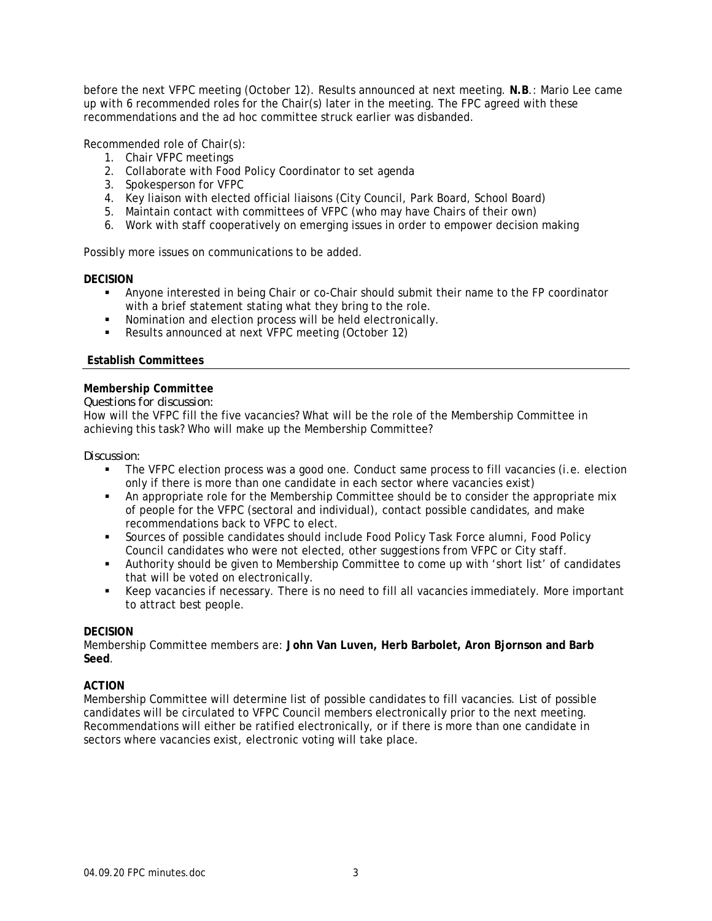before the next VFPC meeting (October 12). Results announced at next meeting. **N.B**.: Mario Lee came up with 6 recommended roles for the Chair(s) later in the meeting. The FPC agreed with these recommendations and the ad hoc committee struck earlier was disbanded.

Recommended role of Chair(s):

1. Chair VFPC meetings
2. Collaborate with Food Policy Coordinator to set agenda
3. Spokesperson for VFPC
4. Key liaison with elected official liaisons (City Council, Park Board, School Board)
5. Maintain contact with committees of VFPC (who may have Chairs of their own)
6. Work with staff cooperatively on emerging issues in order to empower decision making

Possibly more issues on communications to be added.

**DECISION**

- Anyone interested in being Chair or co-Chair should submit their name to the FP coordinator with a brief statement stating what they bring to the role.
- Nomination and election process will be held electronically.
- Results announced at next VFPC meeting (October 12)

## Establish Committees

**Membership Committee**

*Questions for discussion:*

How will the VFPC fill the five vacancies? What will be the role of the Membership Committee in achieving this task? Who will make up the Membership Committee?

*Discussion:*

- The VFPC election process was a good one. Conduct same process to fill vacancies (i.e. election only if there is more than one candidate in each sector where vacancies exist)
- An appropriate role for the Membership Committee should be to consider the appropriate mix of people for the VFPC (sectoral and individual), contact possible candidates, and make recommendations back to VFPC to elect.
- Sources of possible candidates should include Food Policy Task Force alumni, Food Policy Council candidates who were not elected, other suggestions from VFPC or City staff.
- Authority should be given to Membership Committee to come up with 'short list' of candidates that will be voted on electronically.
- Keep vacancies if necessary. There is no need to fill all vacancies immediately. More important to attract best people.

**DECISION**

Membership Committee members are: **John Van Luven, Herb Barbolet, Aron Bjornson and Barb Seed**.

**ACTION**

Membership Committee will determine list of possible candidates to fill vacancies. List of possible candidates will be circulated to VFPC Council members electronically prior to the next meeting. Recommendations will either be ratified electronically, or if there is more than one candidate in sectors where vacancies exist, electronic voting will take place.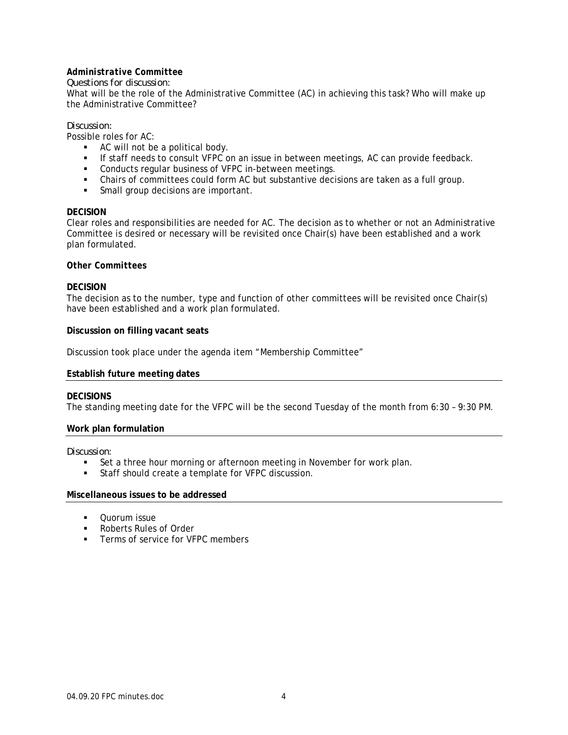***Administrative Committee***

*Questions for discussion:*

What will be the role of the Administrative Committee (AC) in achieving this task? Who will make up the Administrative Committee?

*Discussion:*

Possible roles for AC:

- AC will not be a political body.
- If staff needs to consult VFPC on an issue in between meetings, AC can provide feedback.
- Conducts regular business of VFPC in-between meetings.
- Chairs of committees could form AC but substantive decisions are taken as a full group.
- Small group decisions are important.

**DECISION**

Clear roles and responsibilities are needed for AC. The decision as to whether or not an Administrative Committee is desired or necessary will be revisited once Chair(s) have been established and a work plan formulated.

**Other Committees**

**DECISION**

The decision as to the number, type and function of other committees will be revisited once Chair(s) have been established and a work plan formulated.

**Discussion on filling vacant seats**

Discussion took place under the agenda item "Membership Committee"

**Establish future meeting dates**

**DECISIONS**

The standing meeting date for the VFPC will be the second Tuesday of the month from 6:30 – 9:30 PM.

**Work plan formulation**

*Discussion:*

- Set a three hour morning or afternoon meeting in November for work plan.
- Staff should create a template for VFPC discussion.

**Miscellaneous issues to be addressed**

- Quorum issue
- Roberts Rules of Order
- Terms of service for VFPC members